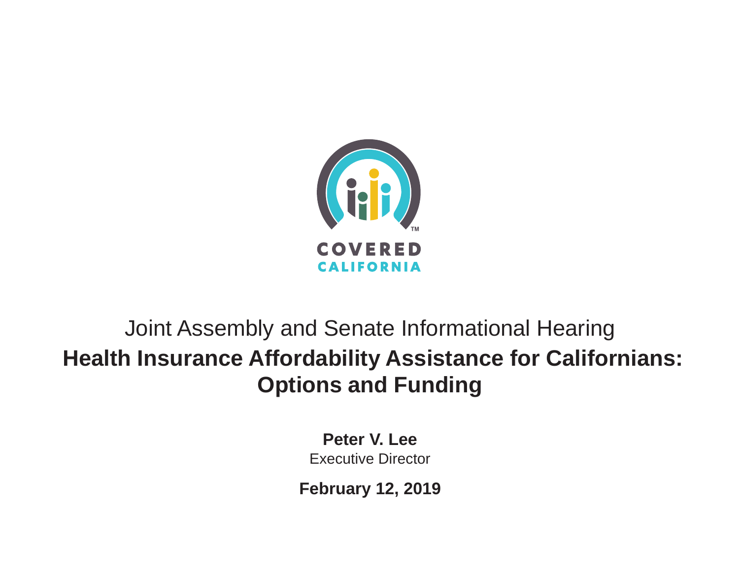COVERED CALIFORNIA

Joint Assembly and Senate Informational Hearing

# Health Insurance Affordability Assistance for Californians: Options and Funding

**Peter V. Lee**

Executive Director

**February 12, 2019**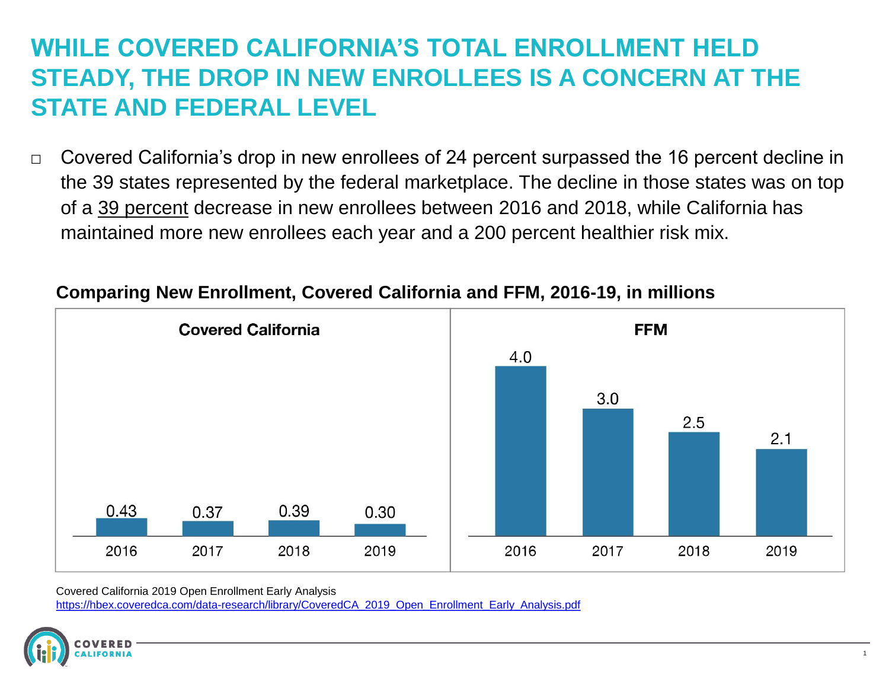# WHILE COVERED CALIFORNIA'S TOTAL ENROLLMENT HELD STEADY, THE DROP IN NEW ENROLLEES IS A CONCERN AT THE STATE AND FEDERAL LEVEL

- Covered California's drop in new enrollees of 24 percent surpassed the 16 percent decline in the 39 states represented by the federal marketplace. The decline in those states was on top of a 39 percent decrease in new enrollees between 2016 and 2018, while California has maintained more new enrollees each year and a 200 percent healthier risk mix.

**Comparing New Enrollment, Covered California and FFM, 2016-19, in millions**

| Year | Covered California | FFM |
|---|---|---|
| 2016 | 0.43 | 4.0 |
| 2017 | 0.37 | 3.0 |
| 2018 | 0.39 | 2.5 |
| 2019 | 0.30 | 2.1 |

Covered California 2019 Open Enrollment Early Analysis
https://hbex.coveredca.com/data-research/library/CoveredCA_2019_Open_Enrollment_Early_Analysis.pdf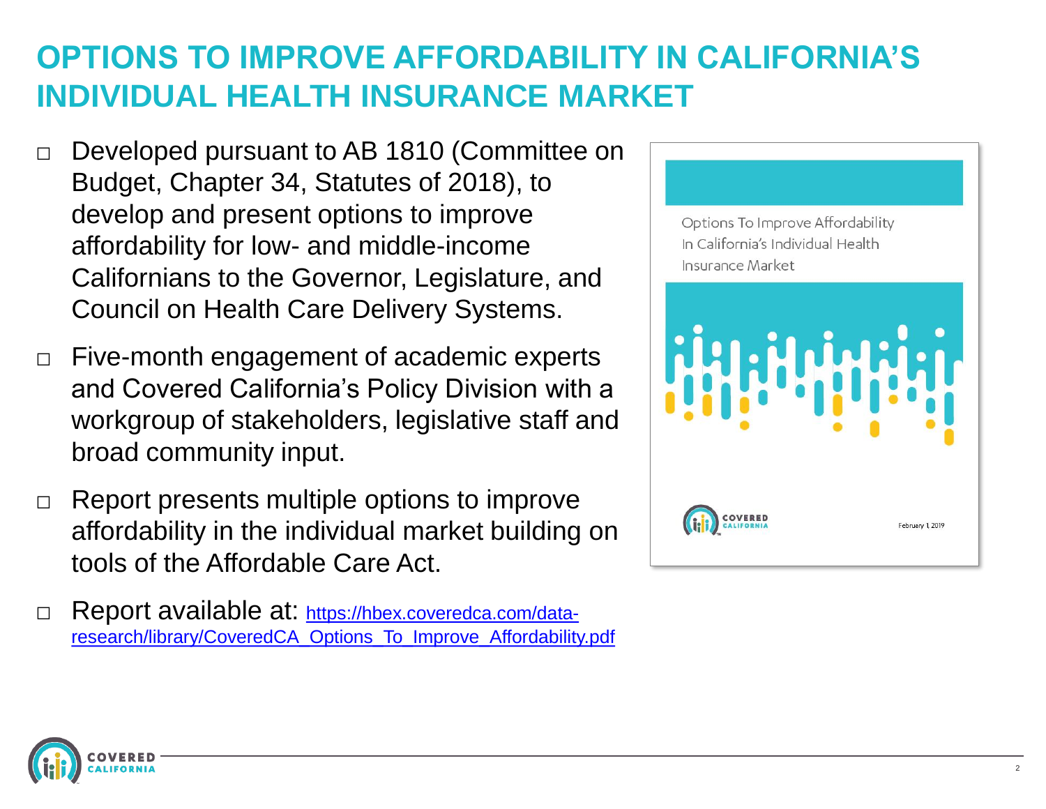# OPTIONS TO IMPROVE AFFORDABILITY IN CALIFORNIA'S INDIVIDUAL HEALTH INSURANCE MARKET

- Developed pursuant to AB 1810 (Committee on Budget, Chapter 34, Statutes of 2018), to develop and present options to improve affordability for low- and middle-income Californians to the Governor, Legislature, and Council on Health Care Delivery Systems.
- Five-month engagement of academic experts and Covered California's Policy Division with a workgroup of stakeholders, legislative staff and broad community input.
- Report presents multiple options to improve affordability in the individual market building on tools of the Affordable Care Act.
- Report available at: https://hbex.coveredca.com/data-research/library/CoveredCA_Options_To_Improve_Affordability.pdf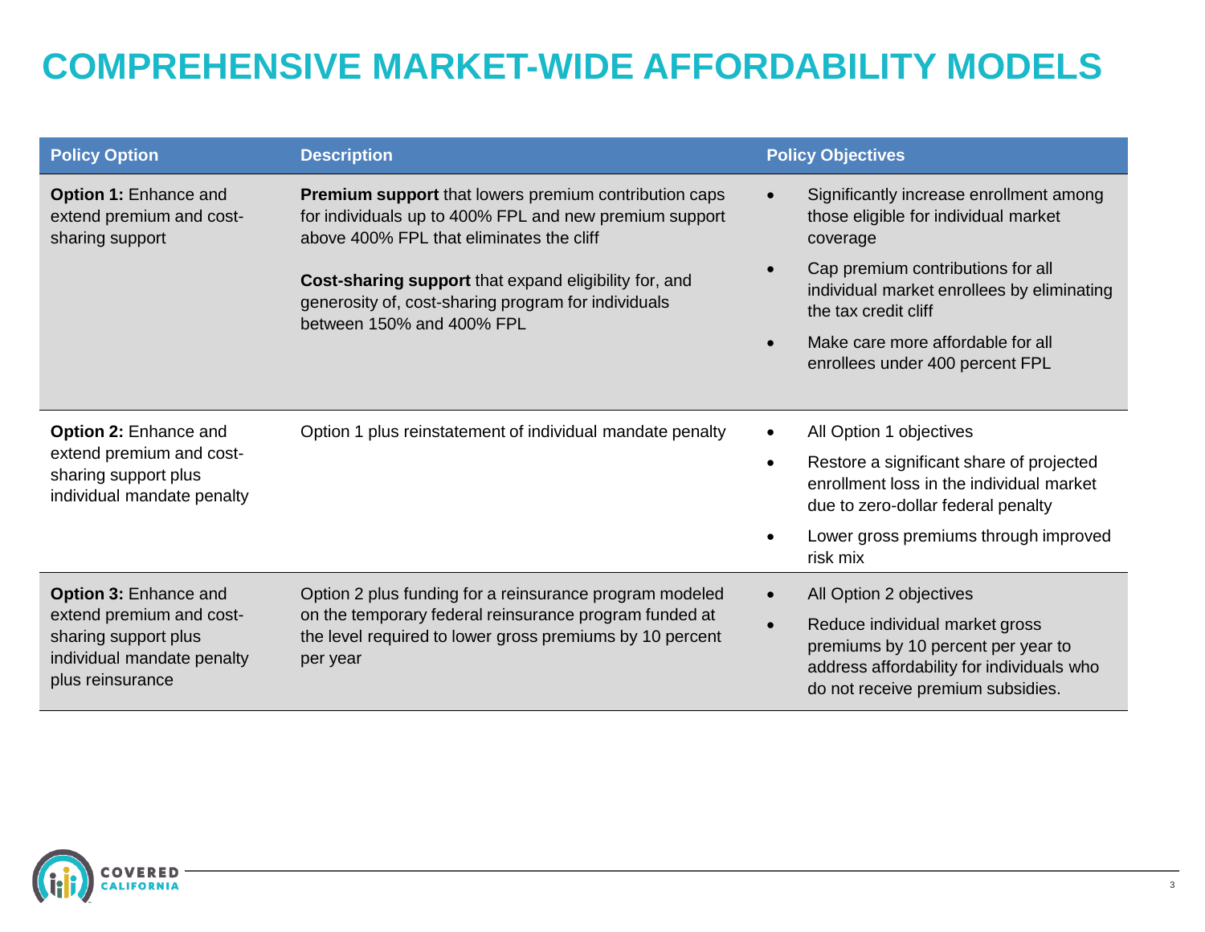# COMPREHENSIVE MARKET-WIDE AFFORDABILITY MODELS

| Policy Option | Description | Policy Objectives |
| --- | --- | --- |
| **Option 1:** Enhance and extend premium and cost-sharing support | **Premium support** that lowers premium contribution caps for individuals up to 400% FPL and new premium support above 400% FPL that eliminates the cliff<br><br>**Cost-sharing support** that expand eligibility for, and generosity of, cost-sharing program for individuals between 150% and 400% FPL | • Significantly increase enrollment among those eligible for individual market coverage<br>• Cap premium contributions for all individual market enrollees by eliminating the tax credit cliff<br>• Make care more affordable for all enrollees under 400 percent FPL |
| **Option 2:** Enhance and extend premium and cost-sharing support plus individual mandate penalty | Option 1 plus reinstatement of individual mandate penalty | • All Option 1 objectives<br>• Restore a significant share of projected enrollment loss in the individual market due to zero-dollar federal penalty<br>• Lower gross premiums through improved risk mix |
| **Option 3:** Enhance and extend premium and cost-sharing support plus individual mandate penalty plus reinsurance | Option 2 plus funding for a reinsurance program modeled on the temporary federal reinsurance program funded at the level required to lower gross premiums by 10 percent per year | • All Option 2 objectives<br>• Reduce individual market gross premiums by 10 percent per year to address affordability for individuals who do not receive premium subsidies. |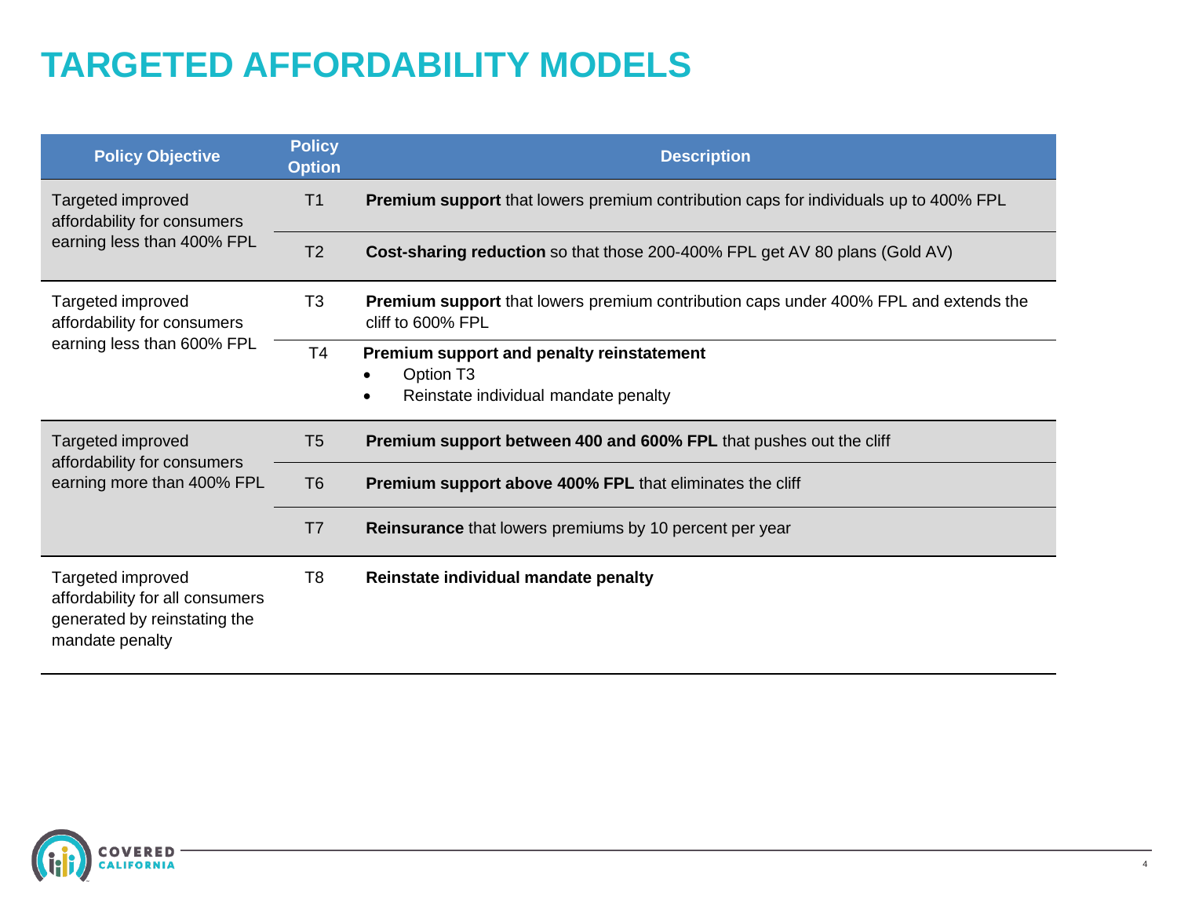# TARGETED AFFORDABILITY MODELS

| Policy Objective | Policy Option | Description |
|---|---|---|
| Targeted improved affordability for consumers earning less than 400% FPL | T1 | **Premium support** that lowers premium contribution caps for individuals up to 400% FPL |
| | T2 | **Cost-sharing reduction** so that those 200-400% FPL get AV 80 plans (Gold AV) |
| Targeted improved affordability for consumers earning less than 600% FPL | T3 | **Premium support** that lowers premium contribution caps under 400% FPL and extends the cliff to 600% FPL |
| | T4 | **Premium support and penalty reinstatement**<br>• Option T3<br>• Reinstate individual mandate penalty |
| Targeted improved affordability for consumers earning more than 400% FPL | T5 | **Premium support between 400 and 600% FPL** that pushes out the cliff |
| | T6 | **Premium support above 400% FPL** that eliminates the cliff |
| | T7 | **Reinsurance** that lowers premiums by 10 percent per year |
| Targeted improved affordability for all consumers generated by reinstating the mandate penalty | T8 | **Reinstate individual mandate penalty** |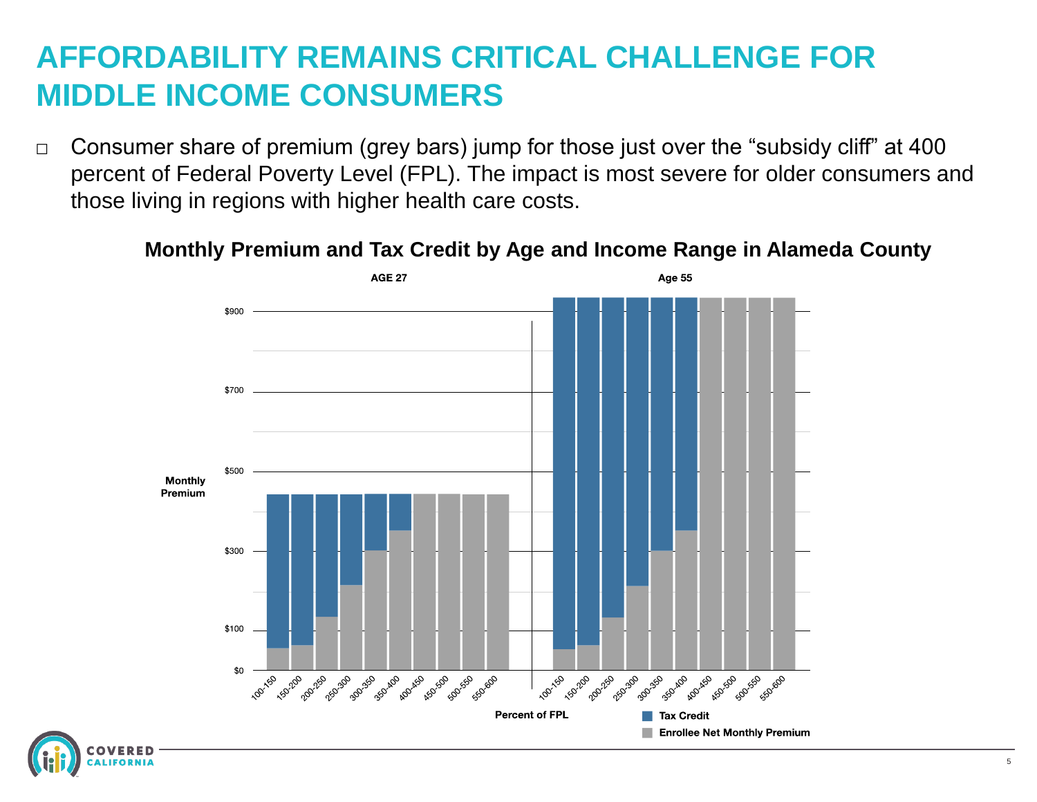# AFFORDABILITY REMAINS CRITICAL CHALLENGE FOR MIDDLE INCOME CONSUMERS

- Consumer share of premium (grey bars) jump for those just over the "subsidy cliff" at 400 percent of Federal Poverty Level (FPL). The impact is most severe for older consumers and those living in regions with higher health care costs.

**Monthly Premium and Tax Credit by Age and Income Range in Alameda County**

AGE 27 | Age 55

Monthly Premium: $0, $100, $300, $500, $700, $900

Percent of FPL: 100-150, 150-200, 200-250, 250-300, 300-350, 350-400, 400-450, 450-500, 500-550, 550-600

■ Tax Credit
■ Enrollee Net Monthly Premium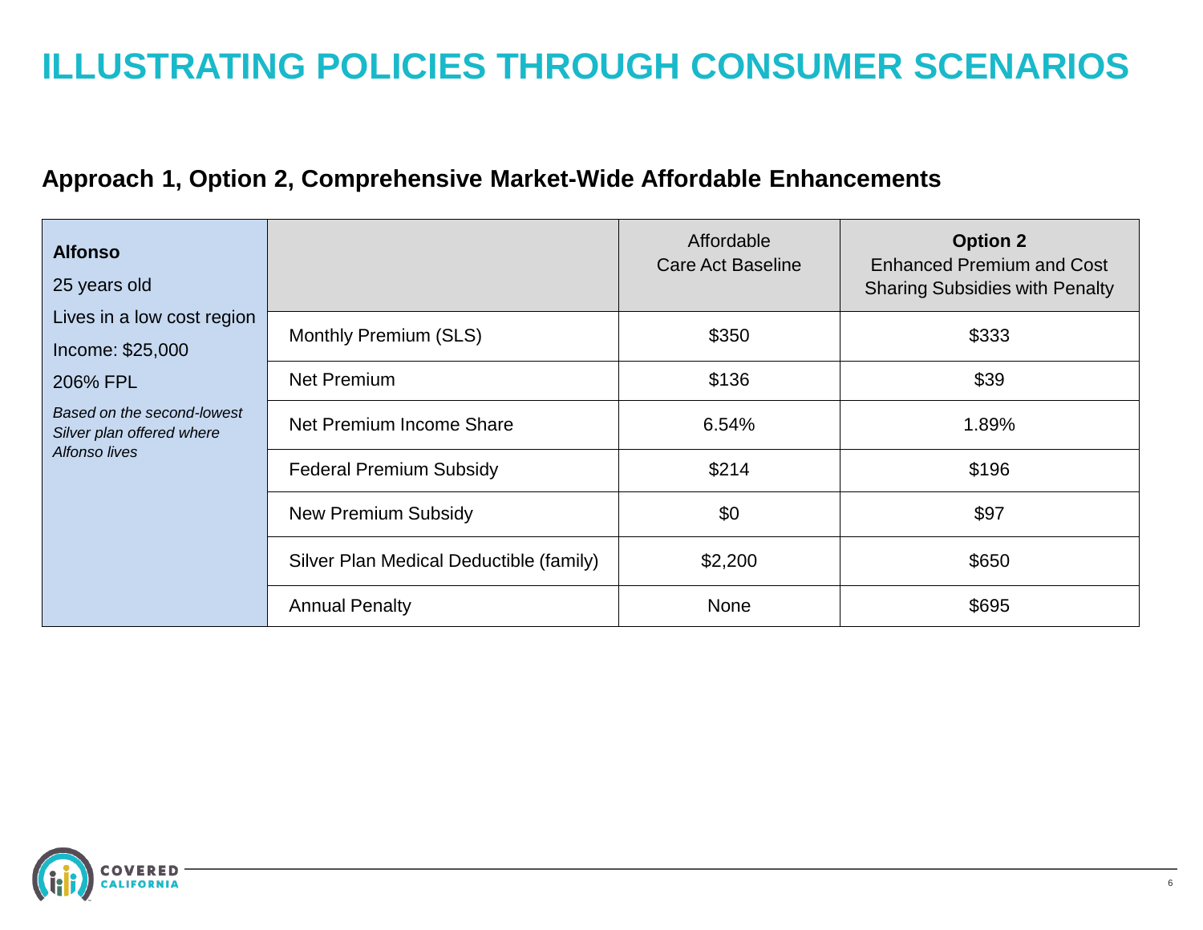# ILLUSTRATING POLICIES THROUGH CONSUMER SCENARIOS

## Approach 1, Option 2, Comprehensive Market-Wide Affordable Enhancements

| **Alfonso**<br>25 years old<br>Lives in a low cost region<br>Income: $25,000<br>206% FPL<br>*Based on the second-lowest Silver plan offered where Alfonso lives* | | Affordable Care Act Baseline | **Option 2**<br>Enhanced Premium and Cost Sharing Subsidies with Penalty |
|---|---|---|---|
| | Monthly Premium (SLS) | $350 | $333 |
| | Net Premium | $136 | $39 |
| | Net Premium Income Share | 6.54% | 1.89% |
| | Federal Premium Subsidy | $214 | $196 |
| | New Premium Subsidy | $0 | $97 |
| | Silver Plan Medical Deductible (family) | $2,200 | $650 |
| | Annual Penalty | None | $695 |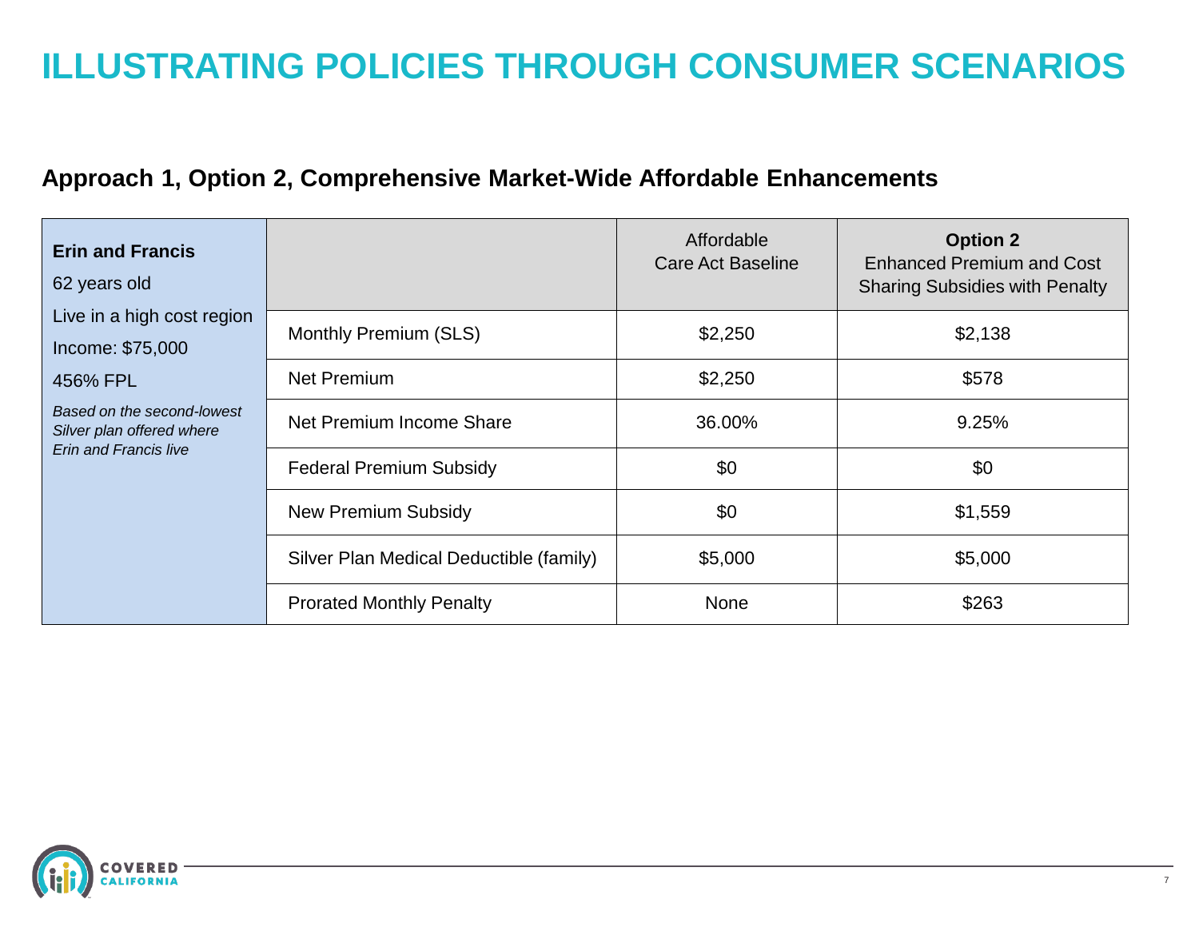# ILLUSTRATING POLICIES THROUGH CONSUMER SCENARIOS

## Approach 1, Option 2, Comprehensive Market-Wide Affordable Enhancements

| **Erin and Francis**<br>62 years old<br>Live in a high cost region<br>Income: $75,000<br>456% FPL<br>*Based on the second-lowest Silver plan offered where Erin and Francis live* | | Affordable Care Act Baseline | **Option 2** Enhanced Premium and Cost Sharing Subsidies with Penalty |
|---|---|---|---|
| | Monthly Premium (SLS) | $2,250 | $2,138 |
| | Net Premium | $2,250 | $578 |
| | Net Premium Income Share | 36.00% | 9.25% |
| | Federal Premium Subsidy | $0 | $0 |
| | New Premium Subsidy | $0 | $1,559 |
| | Silver Plan Medical Deductible (family) | $5,000 | $5,000 |
| | Prorated Monthly Penalty | None | $263 |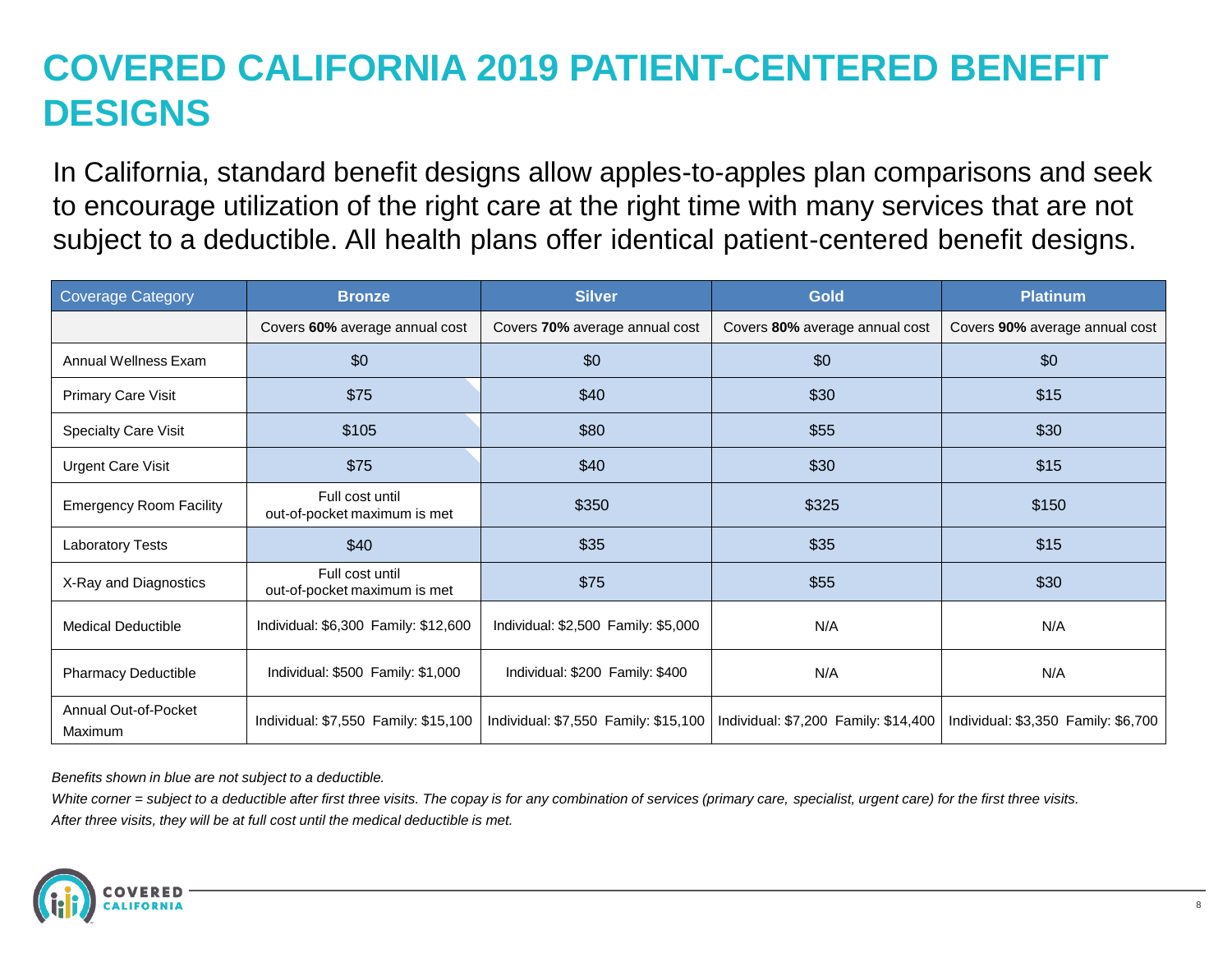# COVERED CALIFORNIA 2019 PATIENT-CENTERED BENEFIT DESIGNS

In California, standard benefit designs allow apples-to-apples plan comparisons and seek to encourage utilization of the right care at the right time with many services that are not subject to a deductible. All health plans offer identical patient-centered benefit designs.

| Coverage Category | Bronze | Silver | Gold | Platinum |
|---|---|---|---|---|
| | Covers **60%** average annual cost | Covers **70%** average annual cost | Covers **80%** average annual cost | Covers **90%** average annual cost |
| Annual Wellness Exam | $0 | $0 | $0 | $0 |
| Primary Care Visit | $75 | $40 | $30 | $15 |
| Specialty Care Visit | $105 | $80 | $55 | $30 |
| Urgent Care Visit | $75 | $40 | $30 | $15 |
| Emergency Room Facility | Full cost until out-of-pocket maximum is met | $350 | $325 | $150 |
| Laboratory Tests | $40 | $35 | $35 | $15 |
| X-Ray and Diagnostics | Full cost until out-of-pocket maximum is met | $75 | $55 | $30 |
| Medical Deductible | Individual: $6,300 Family: $12,600 | Individual: $2,500 Family: $5,000 | N/A | N/A |
| Pharmacy Deductible | Individual: $500 Family: $1,000 | Individual: $200 Family: $400 | N/A | N/A |
| Annual Out-of-Pocket Maximum | Individual: $7,550 Family: $15,100 | Individual: $7,550 Family: $15,100 | Individual: $7,200 Family: $14,400 | Individual: $3,350 Family: $6,700 |

*Benefits shown in blue are not subject to a deductible.*

*White corner = subject to a deductible after first three visits. The copay is for any combination of services (primary care, specialist, urgent care) for the first three visits. After three visits, they will be at full cost until the medical deductible is met.*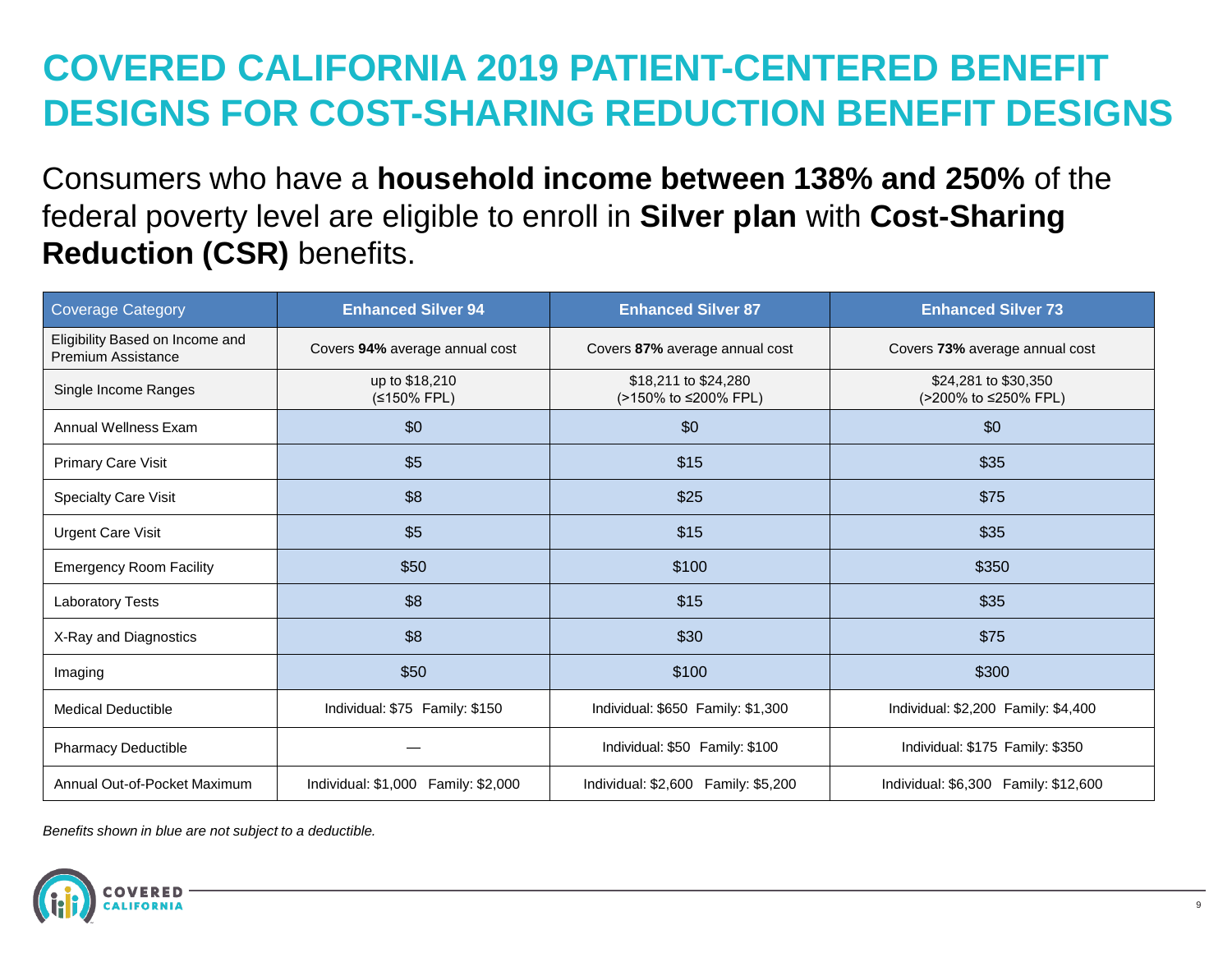# COVERED CALIFORNIA 2019 PATIENT-CENTERED BENEFIT DESIGNS FOR COST-SHARING REDUCTION BENEFIT DESIGNS

Consumers who have a **household income between 138% and 250%** of the federal poverty level are eligible to enroll in **Silver plan** with **Cost-Sharing Reduction (CSR)** benefits.

| Coverage Category | Enhanced Silver 94 | Enhanced Silver 87 | Enhanced Silver 73 |
|---|---|---|---|
| Eligibility Based on Income and Premium Assistance | Covers **94%** average annual cost | Covers **87%** average annual cost | Covers **73%** average annual cost |
| Single Income Ranges | up to $18,210 (≤150% FPL) | $18,211 to $24,280 (>150% to ≤200% FPL) | $24,281 to $30,350 (>200% to ≤250% FPL) |
| Annual Wellness Exam | $0 | $0 | $0 |
| Primary Care Visit | $5 | $15 | $35 |
| Specialty Care Visit | $8 | $25 | $75 |
| Urgent Care Visit | $5 | $15 | $35 |
| Emergency Room Facility | $50 | $100 | $350 |
| Laboratory Tests | $8 | $15 | $35 |
| X-Ray and Diagnostics | $8 | $30 | $75 |
| Imaging | $50 | $100 | $300 |
| Medical Deductible | Individual: $75 Family: $150 | Individual: $650 Family: $1,300 | Individual: $2,200 Family: $4,400 |
| Pharmacy Deductible | — | Individual: $50 Family: $100 | Individual: $175 Family: $350 |
| Annual Out-of-Pocket Maximum | Individual: $1,000 Family: $2,000 | Individual: $2,600 Family: $5,200 | Individual: $6,300 Family: $12,600 |

*Benefits shown in blue are not subject to a deductible.*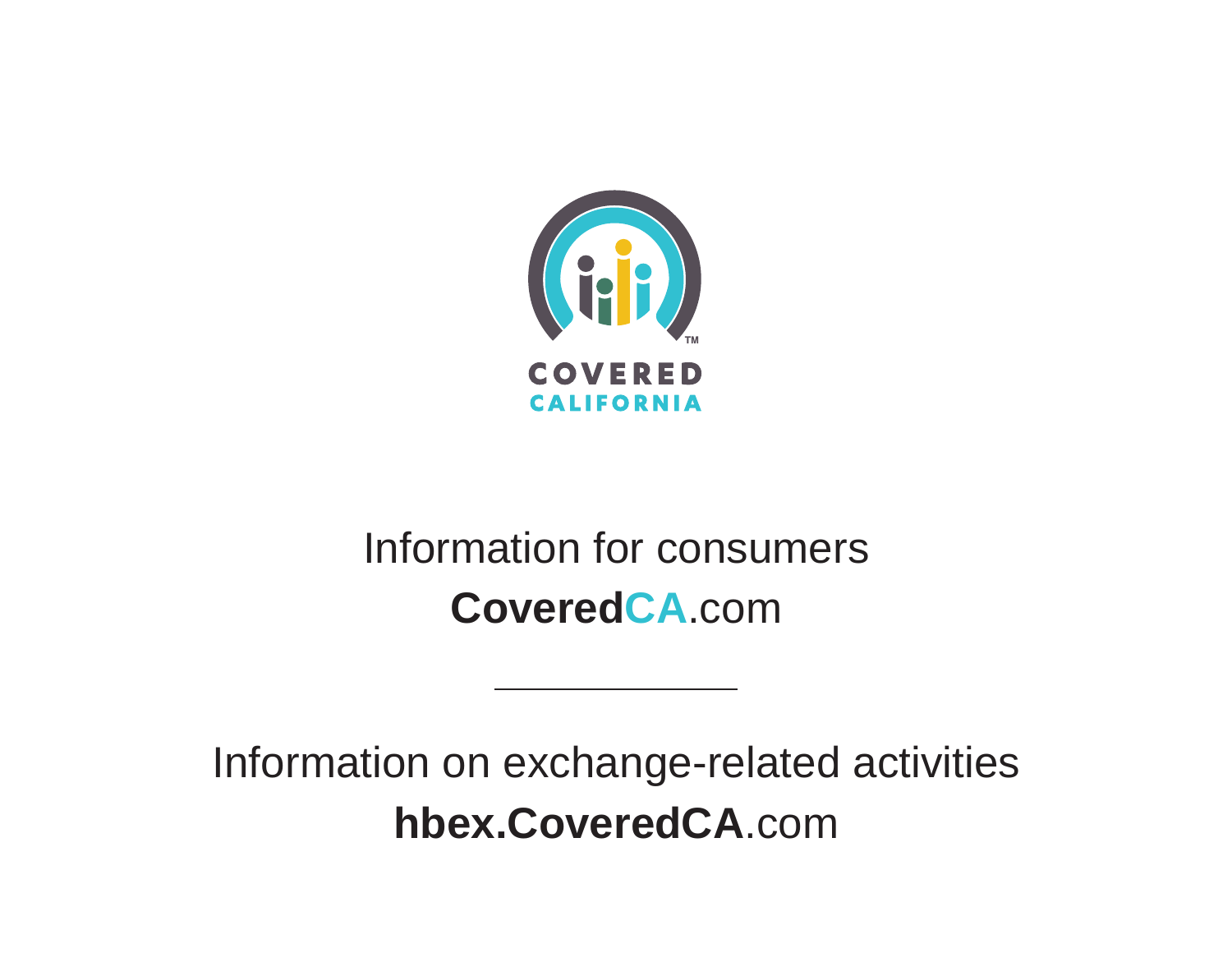COVERED CALIFORNIA™

Information for consumers

**CoveredCA**.com

---

Information on exchange-related activities

**hbex.CoveredCA**.com